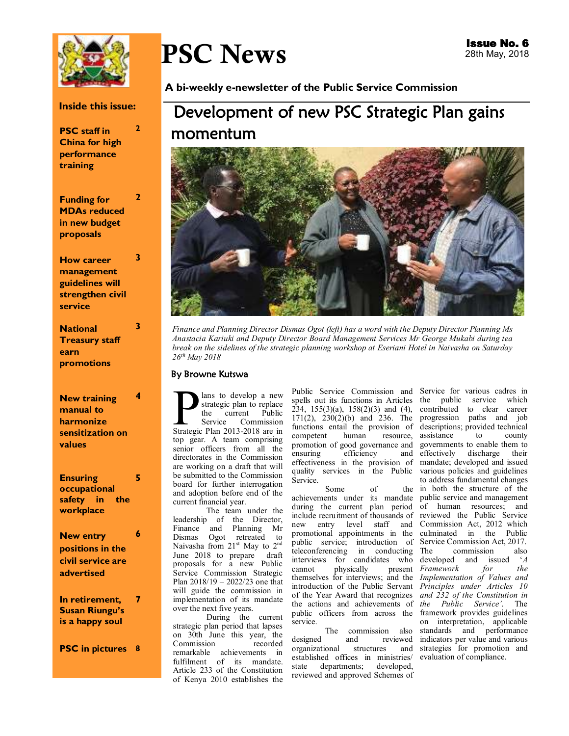# PSC News

**Issue No. 6**
28th May, 2018

**A bi-weekly e-newsletter of the Public Service Commission**

**Inside this issue:**

| | |
|---|---|
| **PSC staff in China for high performance training** | 2 |
| **Funding for MDAs reduced in new budget proposals** | 2 |
| **How career management guidelines will strengthen civil service** | 3 |
| **National Treasury staff earn promotions** | 3 |
| **New training manual to harmonize sensitization on values** | 4 |
| **Ensuring occupational safety in the workplace** | 5 |
| **New entry positions in the civil service are advertised** | 6 |
| **In retirement, Susan Riungu's is a happy soul** | 7 |
| **PSC in pictures** | 8 |

## Development of new PSC Strategic Plan gains momentum

*Finance and Planning Director Dismas Ogot (left) has a word with the Deputy Director Planning Ms Anastacia Kariuki and Deputy Director Board Management Services Mr George Mukabi during tea break on the sidelines of the strategic planning workshop at Eseriani Hotel in Naivasha on Saturday 26th May 2018*

By Browne Kutswa

Plans to develop a new strategic plan to replace the current Public Service Commission Strategic Plan 2013-2018 are in top gear. A team comprising senior officers from all the directorates in the Commission are working on a draft that will be submitted to the Commission board for further interrogation and adoption before end of the current financial year.

The team under the leadership of the Director, Finance and Planning Mr Dismas Ogot retreated to Naivasha from 21st May to 2nd June 2018 to prepare draft proposals for a new Public Service Commission Strategic Plan 2018/19 – 2022/23 one that will guide the commission in implementation of its mandate over the next five years.

During the current strategic plan period that lapses on 30th June this year, the Commission recorded remarkable achievements in fulfilment of its mandate. Article 233 of the Constitution of Kenya 2010 establishes the Public Service Commission and spells out its functions in Articles 234, 155(3)(a), 158(2)(3) and (4), 171(2), 230(2)(b) and 236. The functions entail the provision of competent human resource, promotion of good governance and ensuring efficiency and effectiveness in the provision of quality services in the Public Service.

Some of the achievements under its mandate during the current plan period include recruitment of thousands of new entry level staff and promotional appointments in the public service; introduction of teleconferencing in conducting interviews for candidates who cannot physically present themselves for interviews; and the introduction of the Public Servant of the Year Award that recognizes the actions and achievements of public officers from across the service.

The commission also designed and reviewed organizational structures and established offices in ministries/ state departments; developed, reviewed and approved Schemes of Service for various cadres in the public service which contributed to clear career progression paths and job descriptions; provided technical assistance to county governments to enable them to effectively discharge their mandate; developed and issued various policies and guidelines to address fundamental changes in both the structure of the public service and management of human resources; and reviewed the Public Service Commission Act, 2012 which culminated in the Public Service Commission Act, 2017. The commission also developed and issued '*A Framework for the Implementation of Values and Principles under Articles 10 and 232 of the Constitution in the Public Service*'. The framework provides guidelines on interpretation, applicable standards and performance indicators per value and various strategies for promotion and evaluation of compliance.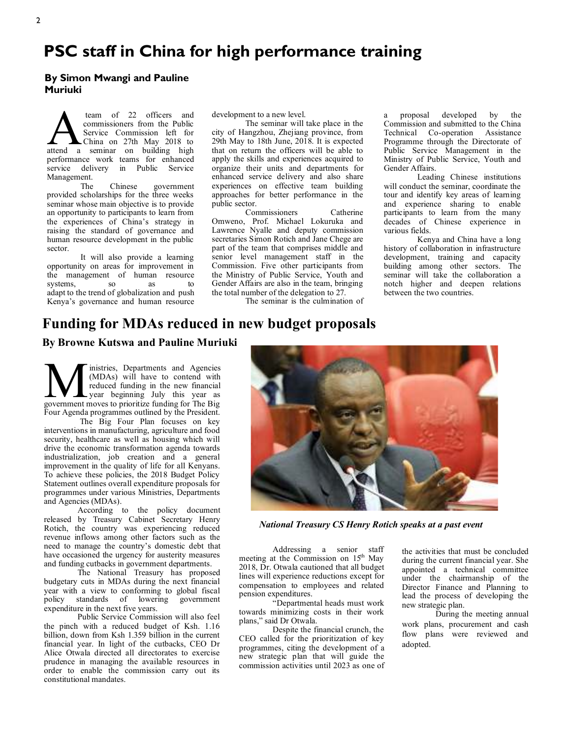# PSC staff in China for high performance training

**By Simon Mwangi and Pauline Muriuki**

A team of 22 officers and commissioners from the Public Service Commission left for China on 27th May 2018 to attend a seminar on building high performance work teams for enhanced service delivery in Public Service Management.

The Chinese government provided scholarships for the three weeks seminar whose main objective is to provide an opportunity to participants to learn from the experiences of China's strategy in raising the standard of governance and human resource development in the public sector.

It will also provide a learning opportunity on areas for improvement in the management of human resource systems, so as to adapt to the trend of globalization and push Kenya's governance and human resource development to a new level.

The seminar will take place in the city of Hangzhou, Zhejiang province, from 29th May to 18th June, 2018. It is expected that on return the officers will be able to apply the skills and experiences acquired to organize their units and departments for enhanced service delivery and also share experiences on effective team building approaches for better performance in the public sector.

Commissioners Catherine Omweno, Prof. Michael Lokuruka and Lawrence Nyalle and deputy commission secretaries Simon Rotich and Jane Chege are part of the team that comprises middle and senior level management staff in the Commission. Five other participants from the Ministry of Public Service, Youth and Gender Affairs are also in the team, bringing the total number of the delegation to 27.

The seminar is the culmination of a proposal developed by the Commission and submitted to the China Technical Co-operation Assistance Programme through the Directorate of Public Service Management in the Ministry of Public Service, Youth and Gender Affairs.

Leading Chinese institutions will conduct the seminar, coordinate the tour and identify key areas of learning and experience sharing to enable participants to learn from the many decades of Chinese experience in various fields.

Kenya and China have a long history of collaboration in infrastructure development, training and capacity building among other sectors. The seminar will take the collaboration a notch higher and deepen relations between the two countries.

# Funding for MDAs reduced in new budget proposals

**By Browne Kutswa and Pauline Muriuki**

Ministries, Departments and Agencies (MDAs) will have to contend with reduced funding in the new financial year beginning July this year as government moves to prioritize funding for The Big Four Agenda programmes outlined by the President.

The Big Four Plan focuses on key interventions in manufacturing, agriculture and food security, healthcare as well as housing which will drive the economic transformation agenda towards industrialization, job creation and a general improvement in the quality of life for all Kenyans. To achieve these policies, the 2018 Budget Policy Statement outlines overall expenditure proposals for programmes under various Ministries, Departments and Agencies (MDAs).

According to the policy document released by Treasury Cabinet Secretary Henry Rotich, the country was experiencing reduced revenue inflows among other factors such as the need to manage the country's domestic debt that have occasioned the urgency for austerity measures and funding cutbacks in government departments.

The National Treasury has proposed budgetary cuts in MDAs during the next financial year with a view to conforming to global fiscal policy standards of lowering government expenditure in the next five years.

Public Service Commission will also feel the pinch with a reduced budget of Ksh. 1.16 billion, down from Ksh 1.359 billion in the current financial year. In light of the cutbacks, CEO Dr Alice Otwala directed all directorates to exercise prudence in managing the available resources in order to enable the commission carry out its constitutional mandates.

*National Treasury CS Henry Rotich speaks at a past event*

Addressing a senior staff meeting at the Commission on 15th May 2018, Dr. Otwala cautioned that all budget lines will experience reductions except for compensation to employees and related pension expenditures.

"Departmental heads must work towards minimizing costs in their work plans," said Dr Otwala.

Despite the financial crunch, the CEO called for the prioritization of key programmes, citing the development of a new strategic plan that will guide the commission activities until 2023 as one of the activities that must be concluded during the current financial year. She appointed a technical committee under the chairmanship of the Director Finance and Planning to lead the process of developing the new strategic plan.

During the meeting annual work plans, procurement and cash flow plans were reviewed and adopted.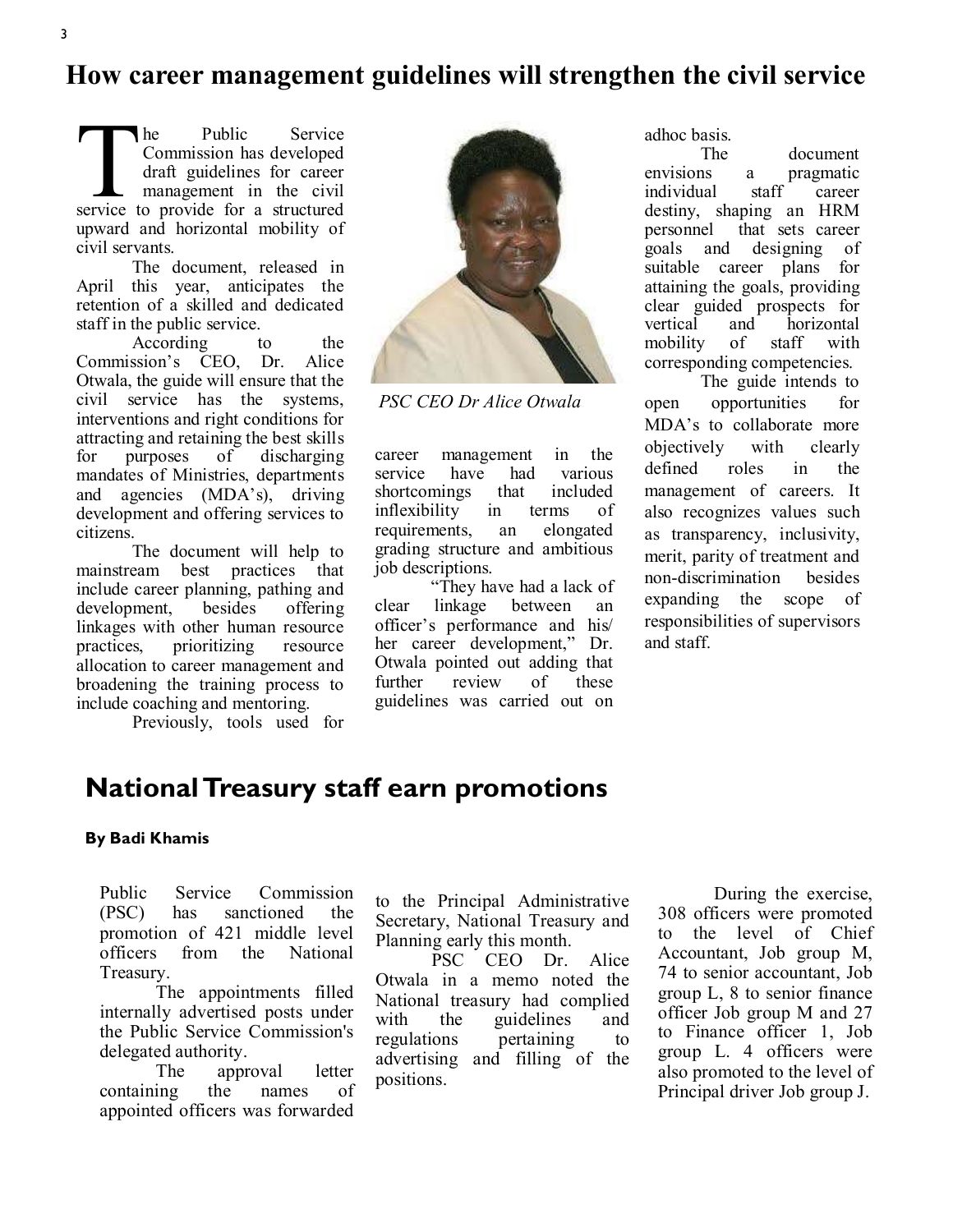# How career management guidelines will strengthen the civil service

The Public Service Commission has developed draft guidelines for career management in the civil service to provide for a structured upward and horizontal mobility of civil servants.

The document, released in April this year, anticipates the retention of a skilled and dedicated staff in the public service.

According to the Commission's CEO, Dr. Alice Otwala, the guide will ensure that the civil service has the systems, interventions and right conditions for attracting and retaining the best skills for purposes of discharging mandates of Ministries, departments and agencies (MDA's), driving development and offering services to citizens.

The document will help to mainstream best practices that include career planning, pathing and development, besides offering linkages with other human resource practices, prioritizing resource allocation to career management and broadening the training process to include coaching and mentoring.

Previously, tools used for career management in the service have had various shortcomings that included inflexibility in terms of requirements, an elongated grading structure and ambitious job descriptions.

"They have had a lack of clear linkage between an officer's performance and his/ her career development," Dr. Otwala pointed out adding that further review of these guidelines was carried out on adhoc basis.

*PSC CEO Dr Alice Otwala*

The document envisions a pragmatic individual staff career destiny, shaping an HRM personnel that sets career goals and designing of suitable career plans for attaining the goals, providing clear guided prospects for vertical and horizontal mobility of staff with corresponding competencies.

The guide intends to open opportunities for MDA's to collaborate more objectively with clearly defined roles in the management of careers. It also recognizes values such as transparency, inclusivity, merit, parity of treatment and non-discrimination besides expanding the scope of responsibilities of supervisors and staff.

# National Treasury staff earn promotions

**By Badi Khamis**

Public Service Commission (PSC) has sanctioned the promotion of 421 middle level officers from the National Treasury.

The appointments filled internally advertised posts under the Public Service Commission's delegated authority.

The approval letter containing the names of appointed officers was forwarded to the Principal Administrative Secretary, National Treasury and Planning early this month.

PSC CEO Dr. Alice Otwala in a memo noted the National treasury had complied with the guidelines and regulations pertaining to advertising and filling of the positions.

During the exercise, 308 officers were promoted to the level of Chief Accountant, Job group M, 74 to senior accountant, Job group L, 8 to senior finance officer Job group M and 27 to Finance officer 1, Job group L. 4 officers were also promoted to the level of Principal driver Job group J.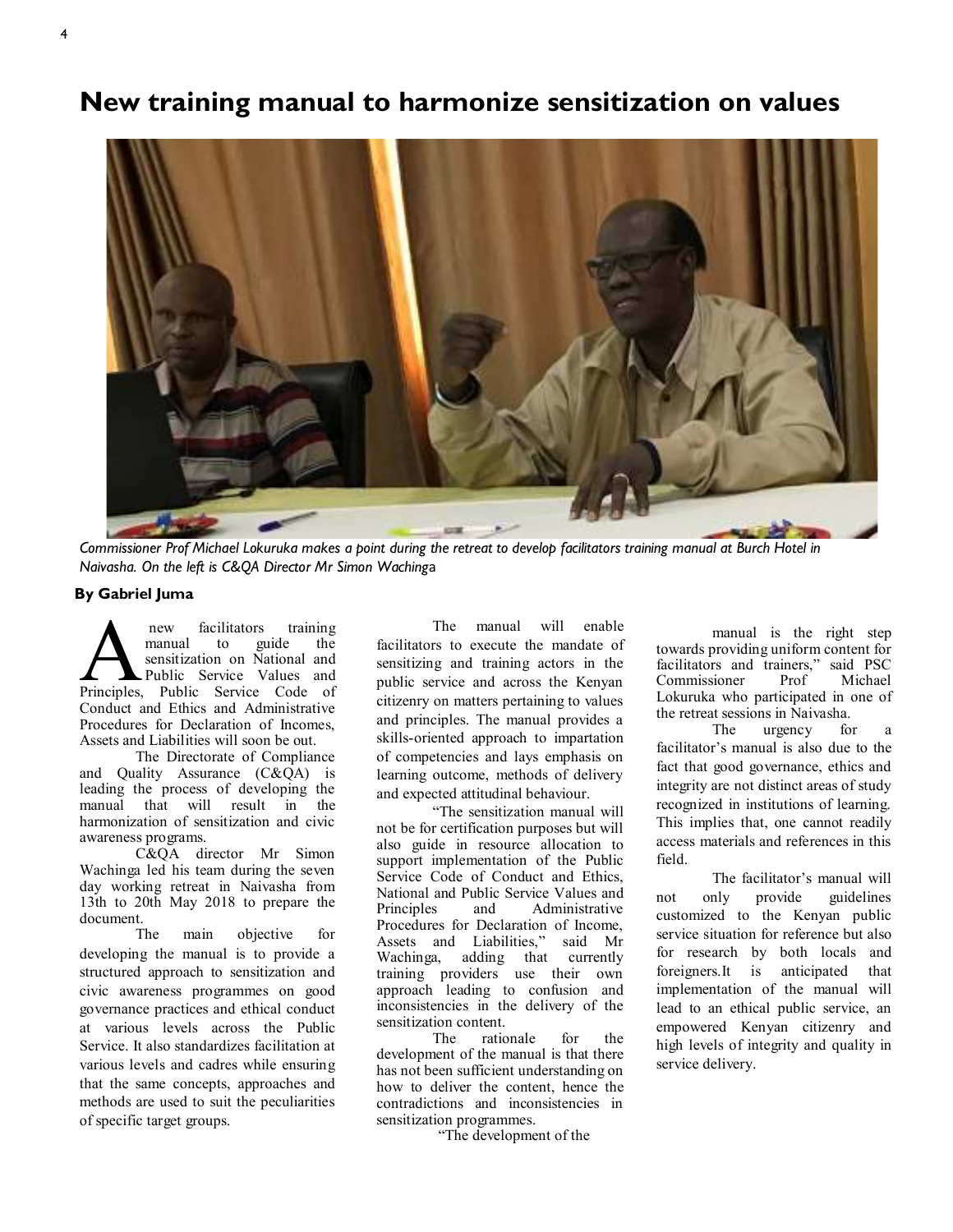# New training manual to harmonize sensitization on values

*Commissioner Prof Michael Lokuruka makes a point during the retreat to develop facilitators training manual at Burch Hotel in Naivasha. On the left is C&QA Director Mr Simon Wachinga*

**By Gabriel Juma**

A new facilitators training manual to guide the sensitization on National and Public Service Values and Principles, Public Service Code of Conduct and Ethics and Administrative Procedures for Declaration of Incomes, Assets and Liabilities will soon be out.

The Directorate of Compliance and Quality Assurance (C&QA) is leading the process of developing the manual that will result in the harmonization of sensitization and civic awareness programs.

C&QA director Mr Simon Wachinga led his team during the seven day working retreat in Naivasha from 13th to 20th May 2018 to prepare the document.

The main objective for developing the manual is to provide a structured approach to sensitization and civic awareness programmes on good governance practices and ethical conduct at various levels across the Public Service. It also standardizes facilitation at various levels and cadres while ensuring that the same concepts, approaches and methods are used to suit the peculiarities of specific target groups.

The manual will enable facilitators to execute the mandate of sensitizing and training actors in the public service and across the Kenyan citizenry on matters pertaining to values and principles. The manual provides a skills-oriented approach to impartation of competencies and lays emphasis on learning outcome, methods of delivery and expected attitudinal behaviour.

"The sensitization manual will not be for certification purposes but will also guide in resource allocation to support implementation of the Public Service Code of Conduct and Ethics, National and Public Service Values and Principles and Administrative Procedures for Declaration of Income, Assets and Liabilities," said Mr Wachinga, adding that currently training providers use their own approach leading to confusion and inconsistencies in the delivery of the sensitization content.

The rationale for the development of the manual is that there has not been sufficient understanding on how to deliver the content, hence the contradictions and inconsistencies in sensitization programmes.

"The development of the manual is the right step towards providing uniform content for facilitators and trainers," said PSC Commissioner Prof Michael Lokuruka who participated in one of the retreat sessions in Naivasha.

The urgency for a facilitator's manual is also due to the fact that good governance, ethics and integrity are not distinct areas of study recognized in institutions of learning. This implies that, one cannot readily access materials and references in this field.

The facilitator's manual will not only provide guidelines customized to the Kenyan public service situation for reference but also for research by both locals and foreigners.It is anticipated that implementation of the manual will lead to an ethical public service, an empowered Kenyan citizenry and high levels of integrity and quality in service delivery.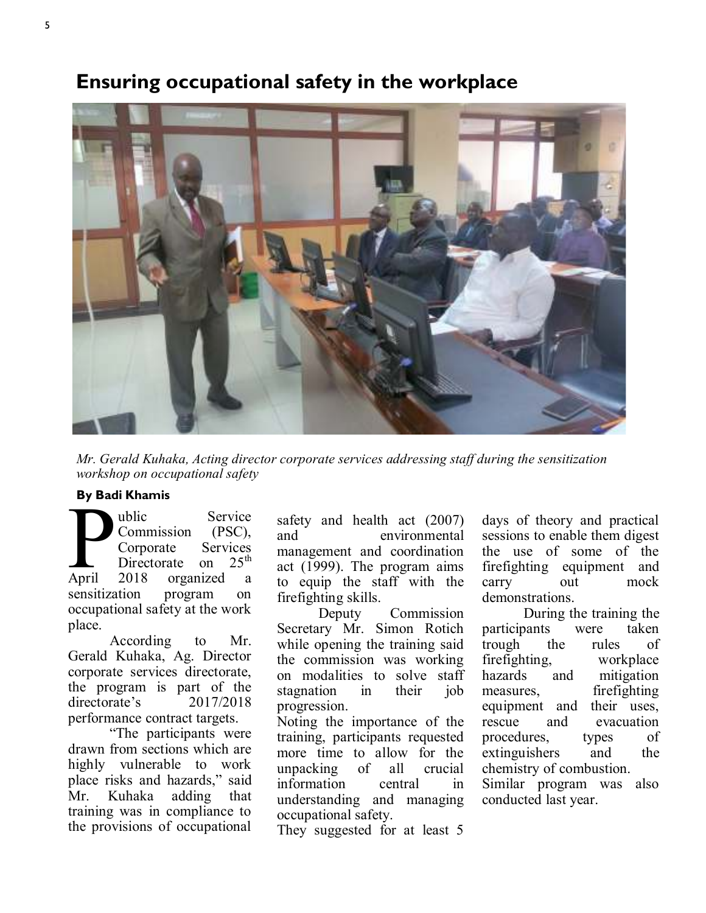# Ensuring occupational safety in the workplace

*Mr. Gerald Kuhaka, Acting director corporate services addressing staff during the sensitization workshop on occupational safety*

**By Badi Khamis**

Public Service Commission (PSC), Corporate Services Directorate on 25th April 2018 organized a sensitization program on occupational safety at the work place.

According to Mr. Gerald Kuhaka, Ag. Director corporate services directorate, the program is part of the directorate's 2017/2018 performance contract targets.

"The participants were drawn from sections which are highly vulnerable to work place risks and hazards," said Mr. Kuhaka adding that training was in compliance to the provisions of occupational safety and health act (2007) and environmental management and coordination act (1999). The program aims to equip the staff with the firefighting skills.

Deputy Commission Secretary Mr. Simon Rotich while opening the training said the commission was working on modalities to solve staff stagnation in their job progression.

Noting the importance of the training, participants requested more time to allow for the unpacking of all crucial information central in understanding and managing occupational safety.

They suggested for at least 5 days of theory and practical sessions to enable them digest the use of some of the firefighting equipment and carry out mock demonstrations.

During the training the participants were taken trough the rules of firefighting, workplace hazards and mitigation measures, firefighting equipment and their uses, rescue and evacuation procedures, types of extinguishers and the chemistry of combustion.

Similar program was also conducted last year.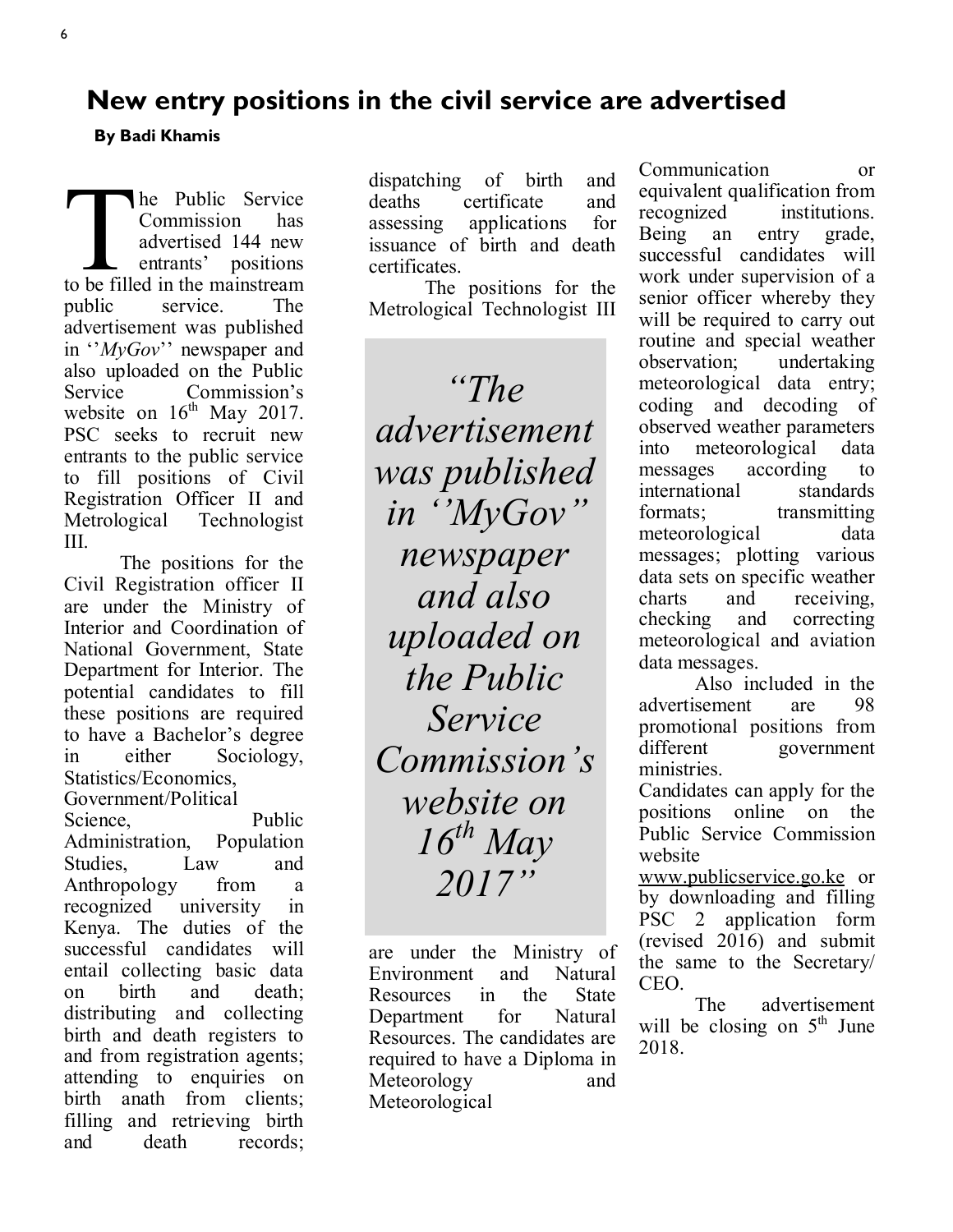# New entry positions in the civil service are advertised

**By Badi Khamis**

The Public Service Commission has advertised 144 new entrants' positions to be filled in the mainstream public service. The advertisement was published in ''*MyGov*'' newspaper and also uploaded on the Public Service Commission's website on 16th May 2017. PSC seeks to recruit new entrants to the public service to fill positions of Civil Registration Officer II and Metrological Technologist III.

The positions for the Civil Registration officer II are under the Ministry of Interior and Coordination of National Government, State Department for Interior. The potential candidates to fill these positions are required to have a Bachelor's degree in either Sociology, Statistics/Economics, Government/Political Science, Public Administration, Population Studies, Law and Anthropology from a recognized university in Kenya. The duties of the successful candidates will entail collecting basic data on birth and death; distributing and collecting birth and death registers to and from registration agents; attending to enquiries on birth anath from clients; filling and retrieving birth and death records; dispatching of birth and deaths certificate and assessing applications for issuance of birth and death certificates.

The positions for the Metrological Technologist III are under the Ministry of Environment and Natural Resources in the State Department for Natural Resources. The candidates are required to have a Diploma in Meteorology and Meteorological Communication or equivalent qualification from recognized institutions. Being an entry grade, successful candidates will work under supervision of a senior officer whereby they will be required to carry out routine and special weather observation; undertaking meteorological data entry; coding and decoding of observed weather parameters into meteorological data messages according to international standards formats; transmitting meteorological data messages; plotting various data sets on specific weather charts and receiving, checking and correcting meteorological and aviation data messages.

> *"The advertisement was published in ''MyGov" newspaper and also uploaded on the Public Service Commission's website on 16th May 2017"*

Also included in the advertisement are 98 promotional positions from different government ministries.

Candidates can apply for the positions online on the Public Service Commission website www.publicservice.go.ke or by downloading and filling PSC 2 application form (revised 2016) and submit the same to the Secretary/ CEO.

The advertisement will be closing on 5th June 2018.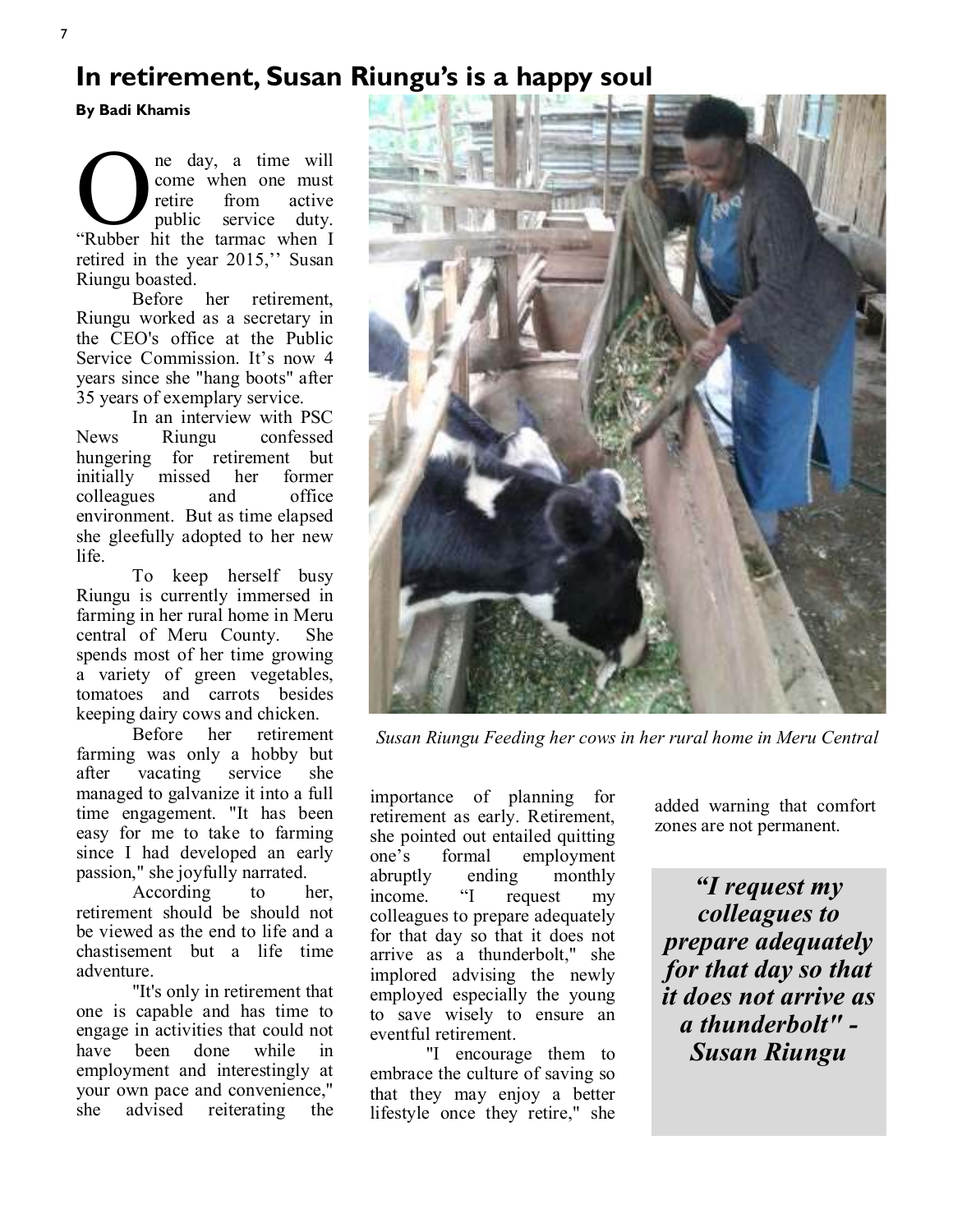# In retirement, Susan Riungu's is a happy soul

**By Badi Khamis**

One day, a time will come when one must retire from active public service duty. "Rubber hit the tarmac when I retired in the year 2015,'' Susan Riungu boasted.

Before her retirement, Riungu worked as a secretary in the CEO's office at the Public Service Commission. It's now 4 years since she "hang boots" after 35 years of exemplary service.

In an interview with PSC News Riungu confessed hungering for retirement but initially missed her former colleagues and office environment. But as time elapsed she gleefully adopted to her new life.

To keep herself busy Riungu is currently immersed in farming in her rural home in Meru central of Meru County. She spends most of her time growing a variety of green vegetables, tomatoes and carrots besides keeping dairy cows and chicken.

*Susan Riungu Feeding her cows in her rural home in Meru Central*

Before her retirement farming was only a hobby but after vacating service she managed to galvanize it into a full time engagement. "It has been easy for me to take to farming since I had developed an early passion," she joyfully narrated.

According to her, retirement should be should not be viewed as the end to life and a chastisement but a life time adventure.

"It's only in retirement that one is capable and has time to engage in activities that could not have been done while in employment and interestingly at your own pace and convenience," she advised reiterating the importance of planning for retirement as early. Retirement, she pointed out entailed quitting one's formal employment abruptly ending monthly income. "I request my colleagues to prepare adequately for that day so that it does not arrive as a thunderbolt," she implored advising the newly employed especially the young to save wisely to ensure an eventful retirement.

"I encourage them to embrace the culture of saving so that they may enjoy a better lifestyle once they retire," she added warning that comfort zones are not permanent.

> ***"I request my colleagues to prepare adequately for that day so that it does not arrive as a thunderbolt" - Susan Riungu***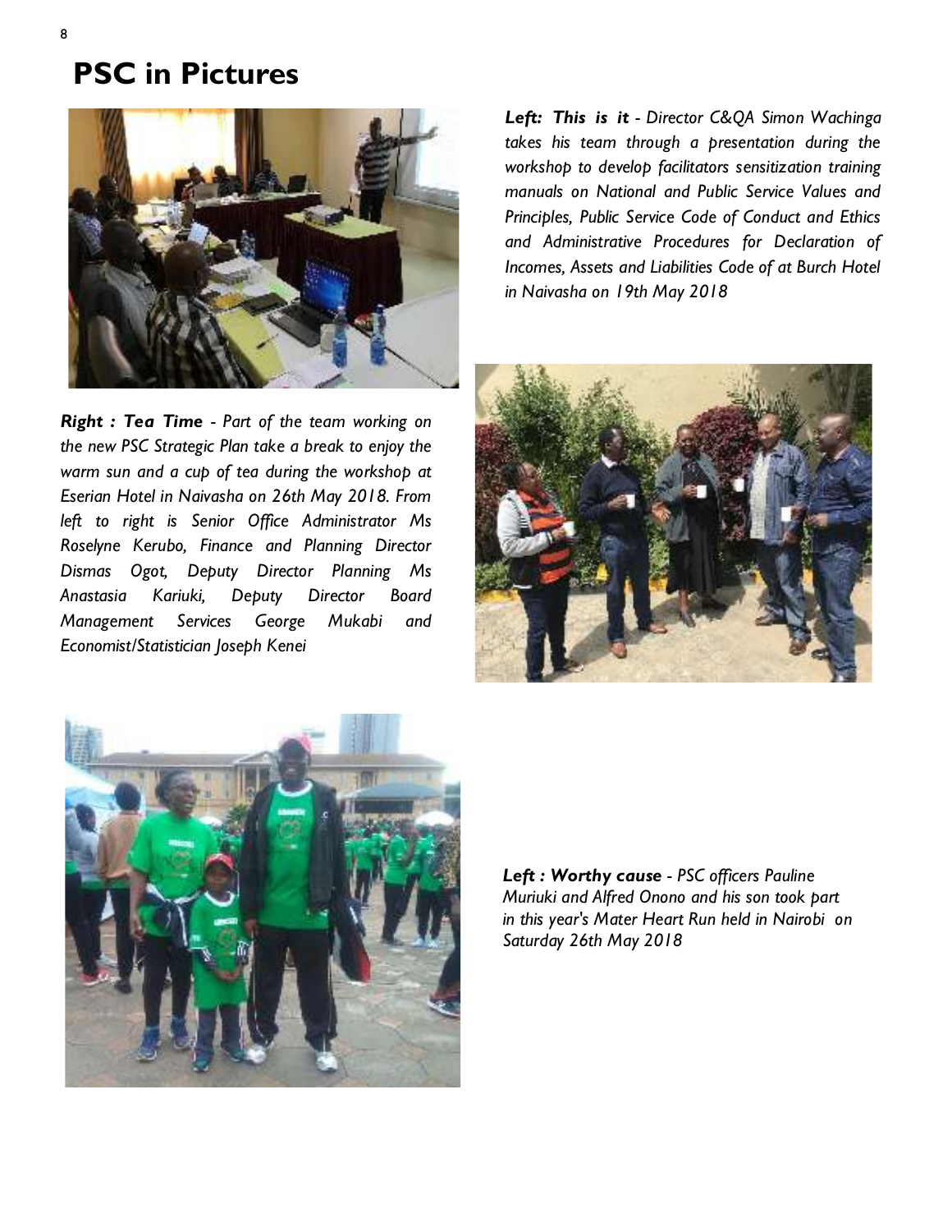# PSC in Pictures

***Left: This is it*** *- Director C&QA Simon Wachinga takes his team through a presentation during the workshop to develop facilitators sensitization training manuals on National and Public Service Values and Principles, Public Service Code of Conduct and Ethics and Administrative Procedures for Declaration of Incomes, Assets and Liabilities Code of at Burch Hotel in Naivasha on 19th May 2018*

***Right : Tea Time*** *- Part of the team working on the new PSC Strategic Plan take a break to enjoy the warm sun and a cup of tea during the workshop at Eserian Hotel in Naivasha on 26th May 2018. From left to right is Senior Office Administrator Ms Roselyne Kerubo, Finance and Planning Director Dismas Ogot, Deputy Director Planning Ms Anastasia Kariuki, Deputy Director Board Management Services George Mukabi and Economist/Statistician Joseph Kenei*

***Left : Worthy cause*** *- PSC officers Pauline Muriuki and Alfred Onono and his son took part in this year's Mater Heart Run held in Nairobi on Saturday 26th May 2018*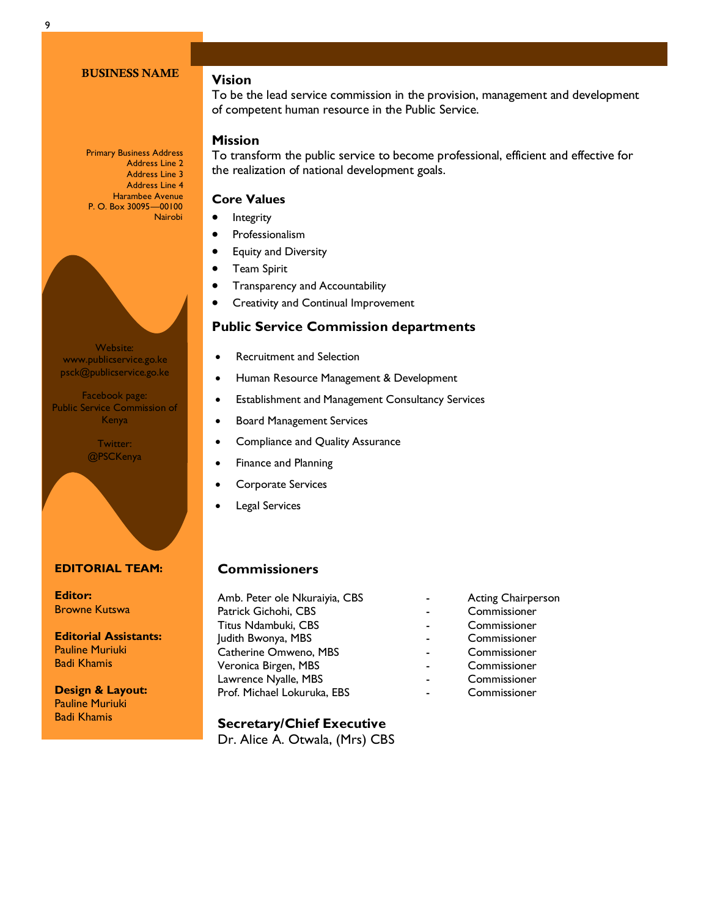**BUSINESS NAME**

Primary Business Address
Address Line 2
Address Line 3
Address Line 4
Harambee Avenue
P. O. Box 30095—00100
Nairobi

Website:
www.publicservice.go.ke
psck@publicservice.go.ke

Facebook page:
Public Service Commission of Kenya

Twitter:
@PSCKenya

**EDITORIAL TEAM:**

**Editor:**
Browne Kutswa

**Editorial Assistants:**
Pauline Muriuki
Badi Khamis

**Design & Layout:**
Pauline Muriuki
Badi Khamis

## Vision

To be the lead service commission in the provision, management and development of competent human resource in the Public Service.

## Mission

To transform the public service to become professional, efficient and effective for the realization of national development goals.

## Core Values

- Integrity
- Professionalism
- Equity and Diversity
- Team Spirit
- Transparency and Accountability
- Creativity and Continual Improvement

## Public Service Commission departments

- Recruitment and Selection
- Human Resource Management & Development
- Establishment and Management Consultancy Services
- Board Management Services
- Compliance and Quality Assurance
- Finance and Planning
- Corporate Services
- Legal Services

## Commissioners

| | | |
|---|---|---|
| Amb. Peter ole Nkuraiyia, CBS | - | Acting Chairperson |
| Patrick Gichohi, CBS | - | Commissioner |
| Titus Ndambuki, CBS | - | Commissioner |
| Judith Bwonya, MBS | - | Commissioner |
| Catherine Omweno, MBS | - | Commissioner |
| Veronica Birgen, MBS | - | Commissioner |
| Lawrence Nyalle, MBS | - | Commissioner |
| Prof. Michael Lokuruka, EBS | - | Commissioner |

## Secretary/Chief Executive

Dr. Alice A. Otwala, (Mrs) CBS